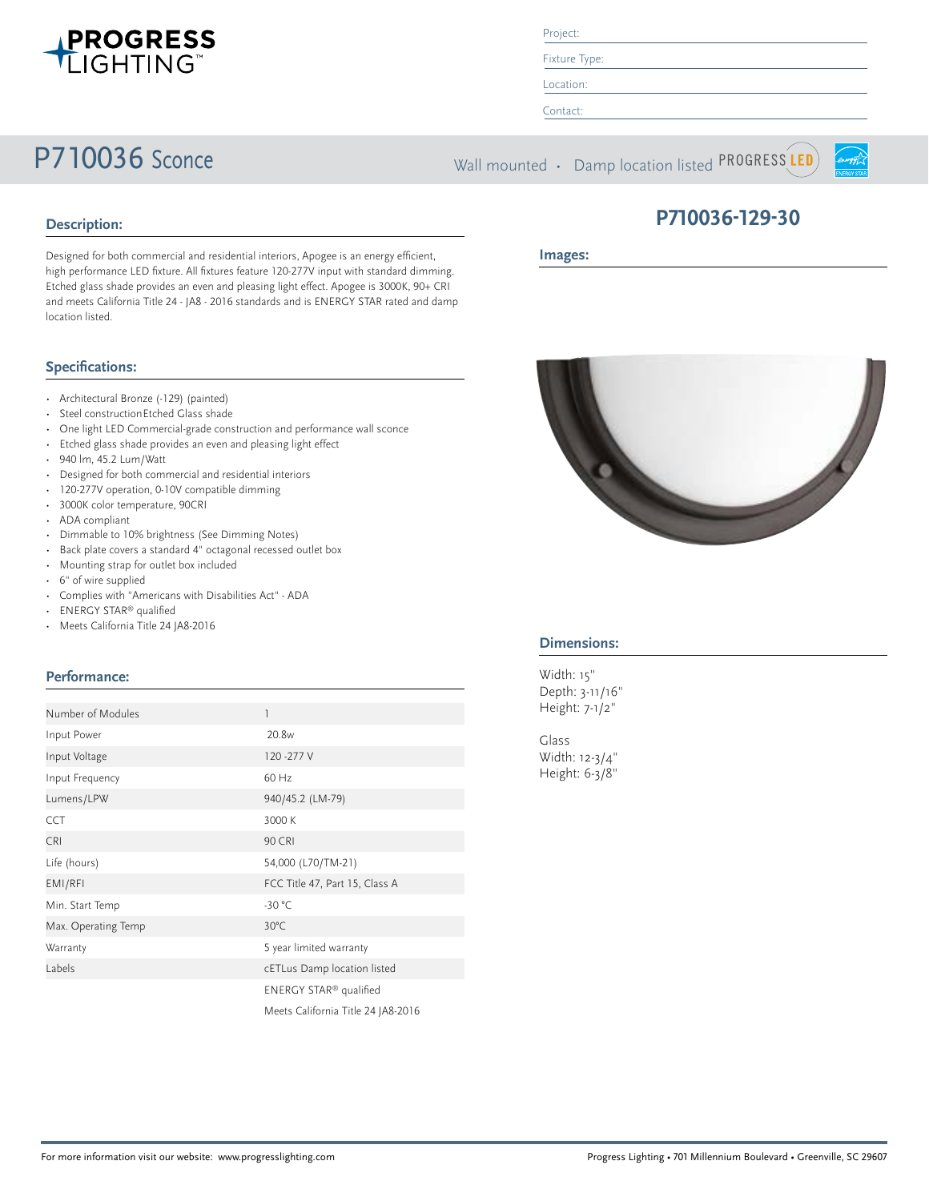PROGRESS LIGHTING™

Project:

Fixture Type:

Location:

Contact:

# P710036 Sconce

Wall mounted • Damp location listed PROGRESS LED

## P710036-129-30

## Description:

Designed for both commercial and residential interiors, Apogee is an energy efficient, high performance LED fixture. All fixtures feature 120-277V input with standard dimming. Etched glass shade provides an even and pleasing light effect. Apogee is 3000K, 90+ CRI and meets California Title 24 - JA8 - 2016 standards and is ENERGY STAR rated and damp location listed.

## Specifications:

- Architectural Bronze (-129) (painted)
- Steel construction Etched Glass shade
- One light LED Commercial-grade construction and performance wall sconce
- Etched glass shade provides an even and pleasing light effect
- 940 lm, 45.2 Lum/Watt
- Designed for both commercial and residential interiors
- 120-277V operation, 0-10V compatible dimming
- 3000K color temperature, 90CRI
- ADA compliant
- Dimmable to 10% brightness (See Dimming Notes)
- Back plate covers a standard 4" octagonal recessed outlet box
- Mounting strap for outlet box included
- 6" of wire supplied
- Complies with "Americans with Disabilities Act" - ADA
- ENERGY STAR® qualified
- Meets California Title 24 JA8-2016

## Performance:

| | |
|---|---|
| Number of Modules | 1 |
| Input Power | 20.8w |
| Input Voltage | 120 -277 V |
| Input Frequency | 60 Hz |
| Lumens/LPW | 940/45.2 (LM-79) |
| CCT | 3000 K |
| CRI | 90 CRI |
| Life (hours) | 54,000 (L70/TM-21) |
| EMI/RFI | FCC Title 47, Part 15, Class A |
| Min. Start Temp | -30 °C |
| Max. Operating Temp | 30°C |
| Warranty | 5 year limited warranty |
| Labels | cETLus Damp location listed |
| | ENERGY STAR® qualified |
| | Meets California Title 24 JA8-2016 |

## Images:

## Dimensions:

Width: 15"
Depth: 3-11/16"
Height: 7-1/2"

Glass
Width: 12-3/4"
Height: 6-3/8"

For more information visit our website: www.progresslighting.com

Progress Lighting • 701 Millennium Boulevard • Greenville, SC 29607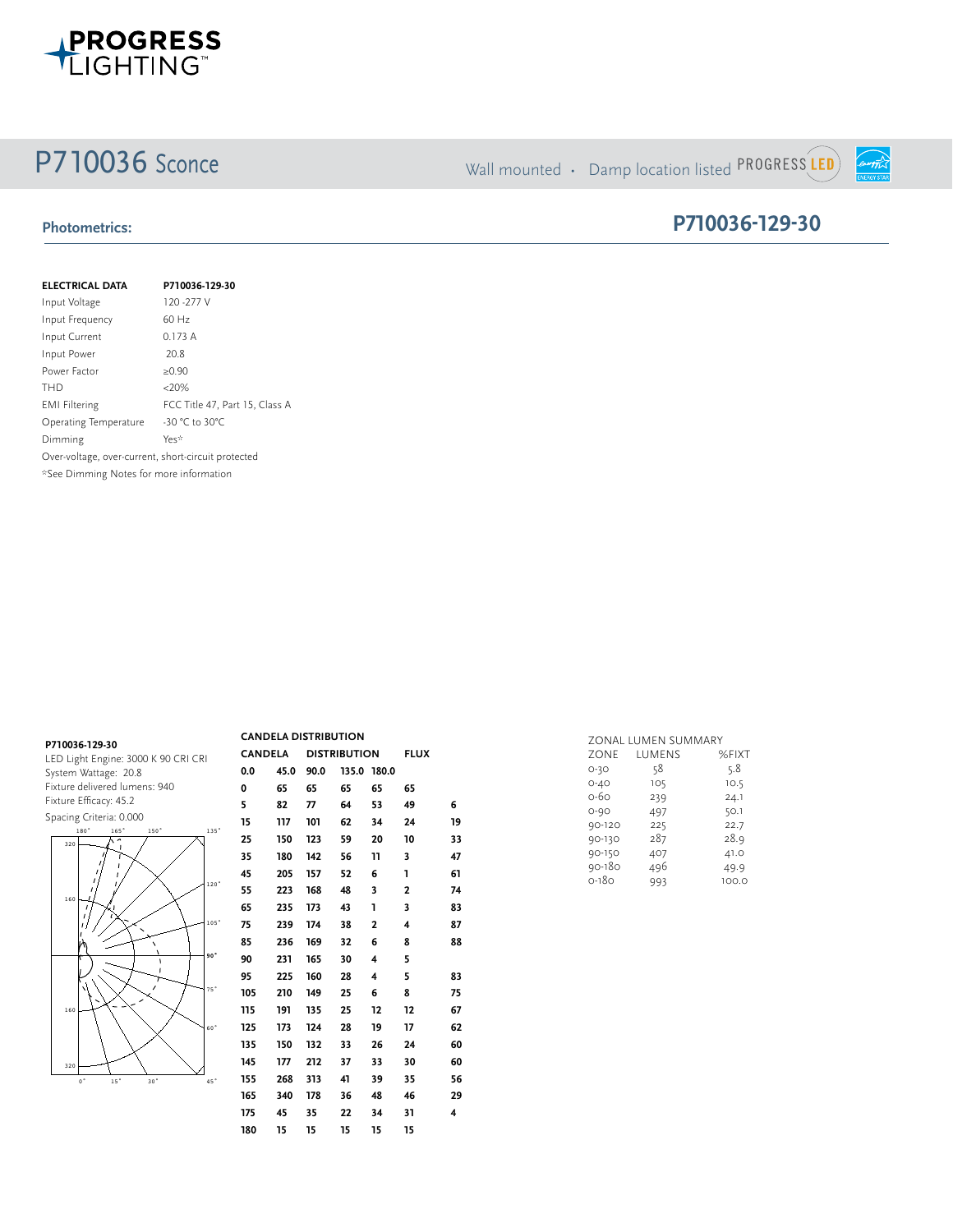# P710036 Sconce

Wall mounted · Damp location listed PROGRESS LED

## Photometrics:

## P710036-129-30

| ELECTRICAL DATA | P710036-129-30 |
|---|---|
| Input Voltage | 120 -277 V |
| Input Frequency | 60 Hz |
| Input Current | 0.173 A |
| Input Power | 20.8 |
| Power Factor | ≥0.90 |
| THD | <20% |
| EMI Filtering | FCC Title 47, Part 15, Class A |
| Operating Temperature | -30 °C to 30°C |
| Dimming | Yes* |

Over-voltage, over-current, short-circuit protected

*See Dimming Notes for more information

**P710036-129-30**

LED Light Engine: 3000 K 90 CRI CRI

System Wattage: 20.8

Fixture delivered lumens: 940

Fixture Efficacy: 45.2

Spacing Criteria: 0.000

180° 165° 150° 135° 120° 105° 90° 75° 60° 45° 30° 15° 0°

320 160 160 320

**CANDELA DISTRIBUTION**

| CANDELA | DISTRIBUTION | | | | | FLUX |
|---|---|---|---|---|---|---|
| 0.0 | 45.0 | 90.0 | 135.0 | 180.0 | | |
| 0 | 65 | 65 | 65 | 65 | 65 | |
| 5 | 82 | 77 | 64 | 53 | 49 | 6 |
| 15 | 117 | 101 | 62 | 34 | 24 | 19 |
| 25 | 150 | 123 | 59 | 20 | 10 | 33 |
| 35 | 180 | 142 | 56 | 11 | 3 | 47 |
| 45 | 205 | 157 | 52 | 6 | 1 | 61 |
| 55 | 223 | 168 | 48 | 3 | 2 | 74 |
| 65 | 235 | 173 | 43 | 1 | 3 | 83 |
| 75 | 239 | 174 | 38 | 2 | 4 | 87 |
| 85 | 236 | 169 | 32 | 6 | 8 | 88 |
| 90 | 231 | 165 | 30 | 4 | 5 | |
| 95 | 225 | 160 | 28 | 4 | 5 | 83 |
| 105 | 210 | 149 | 25 | 6 | 8 | 75 |
| 115 | 191 | 135 | 25 | 12 | 12 | 67 |
| 125 | 173 | 124 | 28 | 19 | 17 | 62 |
| 135 | 150 | 132 | 33 | 26 | 24 | 60 |
| 145 | 177 | 212 | 37 | 33 | 30 | 60 |
| 155 | 268 | 313 | 41 | 39 | 35 | 56 |
| 165 | 340 | 178 | 36 | 48 | 46 | 29 |
| 175 | 45 | 35 | 22 | 34 | 31 | 4 |
| 180 | 15 | 15 | 15 | 15 | 15 | |

ZONAL LUMEN SUMMARY

| ZONE | LUMENS | %FIXT |
|---|---|---|
| 0-30 | 58 | 5.8 |
| 0-40 | 105 | 10.5 |
| 0-60 | 239 | 24.1 |
| 0-90 | 497 | 50.1 |
| 90-120 | 225 | 22.7 |
| 90-130 | 287 | 28.9 |
| 90-150 | 407 | 41.0 |
| 90-180 | 496 | 49.9 |
| 0-180 | 993 | 100.0 |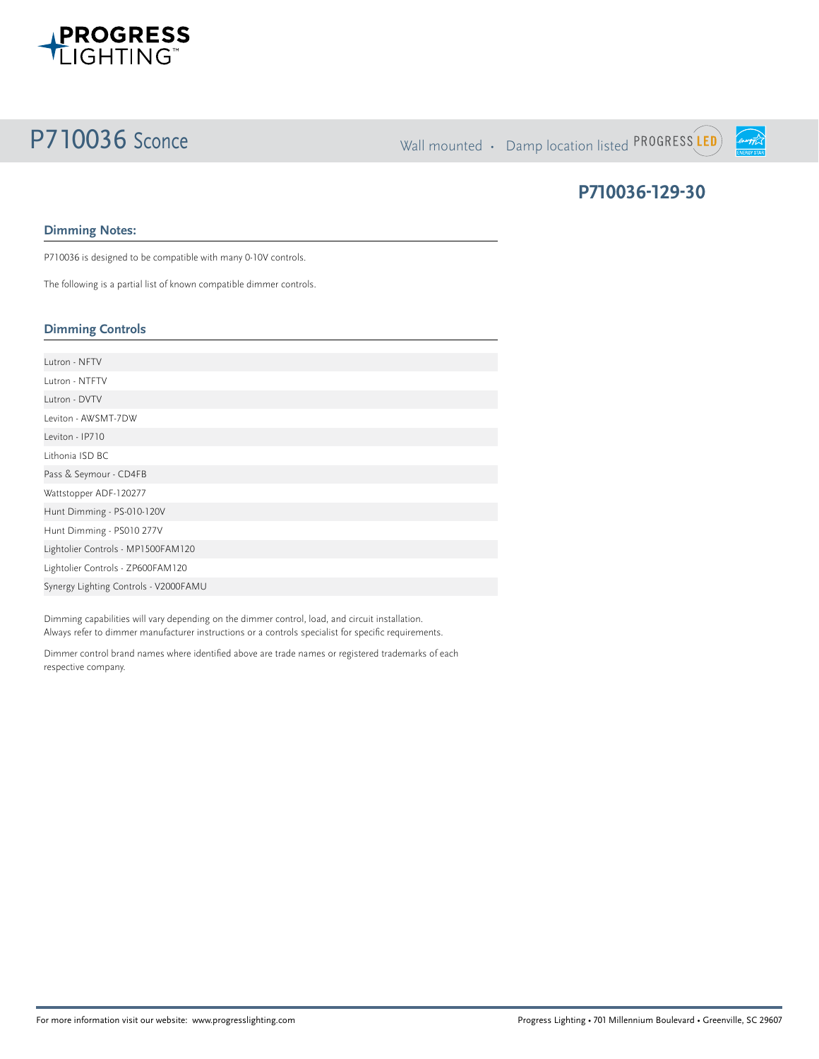# P710036 Sconce

Wall mounted • Damp location listed PROGRESS LED

## P710036-129-30

### Dimming Notes:

P710036 is designed to be compatible with many 0-10V controls.

The following is a partial list of known compatible dimmer controls.

### Dimming Controls

| |
|---|
| Lutron - NFTV |
| Lutron - NTFTV |
| Lutron - DVTV |
| Leviton - AWSMT-7DW |
| Leviton - IP710 |
| Lithonia ISD BC |
| Pass & Seymour - CD4FB |
| Wattstopper ADF-120277 |
| Hunt Dimming - PS-010-120V |
| Hunt Dimming - PS010 277V |
| Lightolier Controls - MP1500FAM120 |
| Lightolier Controls - ZP600FAM120 |
| Synergy Lighting Controls - V2000FAMU |

Dimming capabilities will vary depending on the dimmer control, load, and circuit installation.
Always refer to dimmer manufacturer instructions or a controls specialist for specific requirements.

Dimmer control brand names where identified above are trade names or registered trademarks of each respective company.